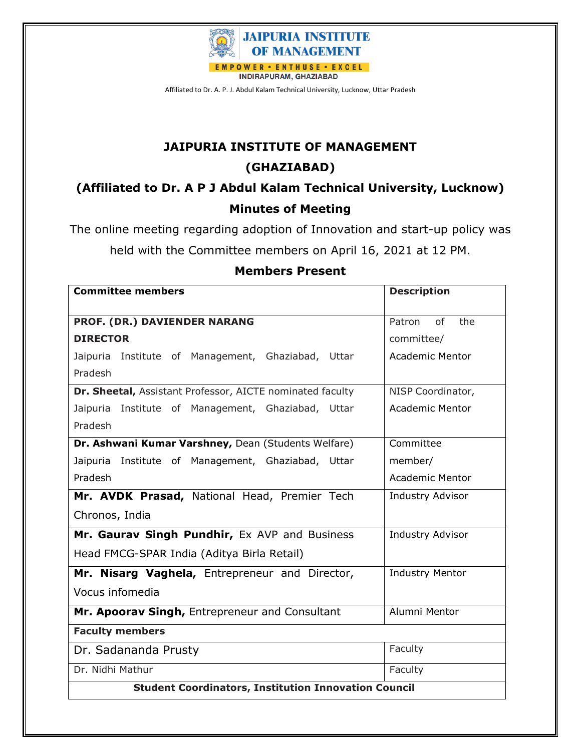**JAIPURIA INSTITUTE OF MANAGEMENT**

EMPOWER • ENTHUSE • EXCEL

INDIRAPURAM, GHAZIABAD

Affiliated to Dr. A. P. J. Abdul Kalam Technical University, Lucknow, Uttar Pradesh

# JAIPURIA INSTITUTE OF MANAGEMENT

# (GHAZIABAD)

## (Affiliated to Dr. A P J Abdul Kalam Technical University, Lucknow)

## Minutes of Meeting

The online meeting regarding adoption of Innovation and start-up policy was held with the Committee members on April 16, 2021 at 12 PM.

## Members Present

| Committee members | Description |
|---|---|
| **PROF. (DR.) DAVIENDER NARANG** **DIRECTOR** Jaipuria Institute of Management, Ghaziabad, Uttar Pradesh | Patron of the committee/ Academic Mentor |
| **Dr. Sheetal,** Assistant Professor, AICTE nominated faculty Jaipuria Institute of Management, Ghaziabad, Uttar Pradesh | NISP Coordinator, Academic Mentor |
| **Dr. Ashwani Kumar Varshney,** Dean (Students Welfare) Jaipuria Institute of Management, Ghaziabad, Uttar Pradesh | Committee member/ Academic Mentor |
| **Mr. AVDK Prasad,** National Head, Premier Tech Chronos, India | Industry Advisor |
| **Mr. Gaurav Singh Pundhir,** Ex AVP and Business Head FMCG-SPAR India (Aditya Birla Retail) | Industry Advisor |
| **Mr. Nisarg Vaghela,** Entrepreneur and Director, Vocus infomedia | Industry Mentor |
| **Mr. Apoorav Singh,** Entrepreneur and Consultant | Alumni Mentor |
| **Faculty members** | |
| Dr. Sadananda Prusty | Faculty |
| Dr. Nidhi Mathur | Faculty |
| **Student Coordinators, Institution Innovation Council** | |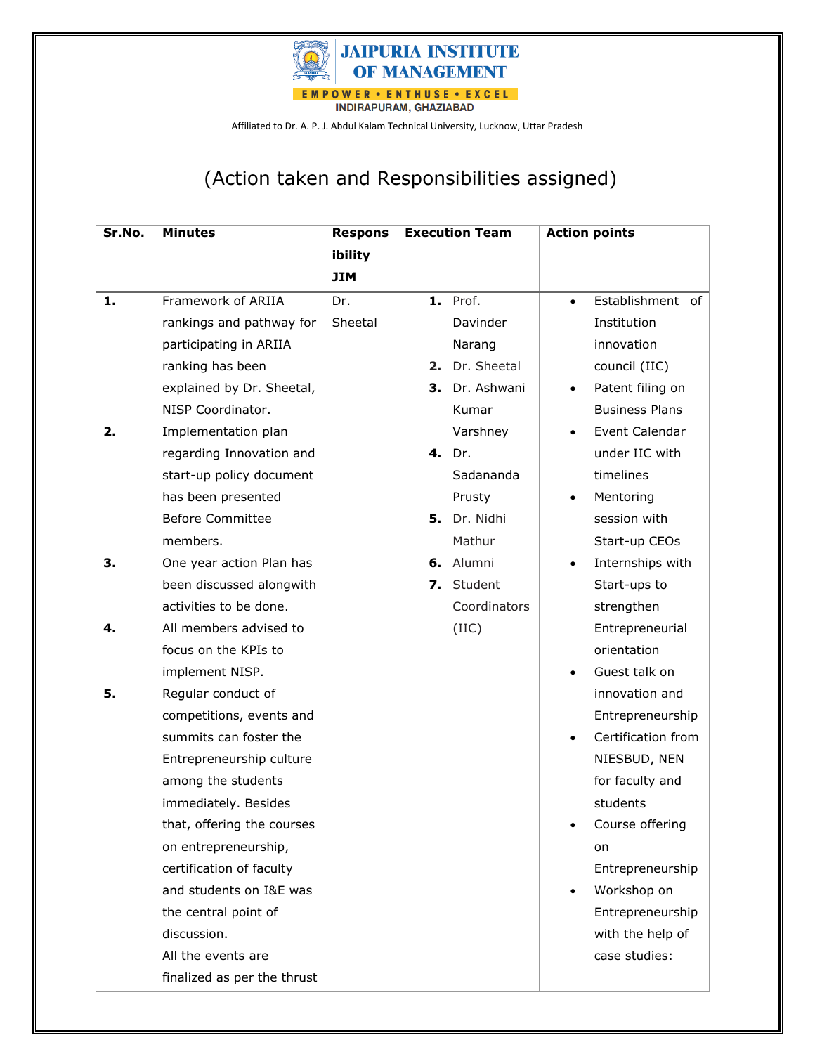JAIPURIA INSTITUTE OF MANAGEMENT

EMPOWER • ENTHUSE • EXCEL

INDIRAPURAM, GHAZIABAD

Affiliated to Dr. A. P. J. Abdul Kalam Technical University, Lucknow, Uttar Pradesh

# (Action taken and Responsibilities assigned)

| Sr.No. | Minutes | Responsibility JIM | Execution Team | Action points |
|---|---|---|---|---|
| **1.** | Framework of ARIIA rankings and pathway for participating in ARIIA ranking has been explained by Dr. Sheetal, NISP Coordinator. | Dr. Sheetal | 1. Prof. Davinder Narang<br>2. Dr. Sheetal<br>3. Dr. Ashwani Kumar Varshney<br>4. Dr. Sadananda Prusty<br>5. Dr. Nidhi Mathur<br>6. Alumni<br>7. Student Coordinators (IIC) | • Establishment of Institution innovation council (IIC)<br>• Patent filing on Business Plans<br>• Event Calendar under IIC with timelines<br>• Mentoring session with Start-up CEOs<br>• Internships with Start-ups to strengthen Entrepreneurial orientation<br>• Guest talk on innovation and Entrepreneurship<br>• Certification from NIESBUD, NEN for faculty and students<br>• Course offering on Entrepreneurship<br>• Workshop on Entrepreneurship with the help of case studies: |
| **2.** | Implementation plan regarding Innovation and start-up policy document has been presented Before Committee members. | | | |
| **3.** | One year action Plan has been discussed alongwith activities to be done. | | | |
| **4.** | All members advised to focus on the KPIs to implement NISP. | | | |
| **5.** | Regular conduct of competitions, events and summits can foster the Entrepreneurship culture among the students immediately. Besides that, offering the courses on entrepreneurship, certification of faculty and students on I&E was the central point of discussion.<br>All the events are finalized as per the thrust | | | |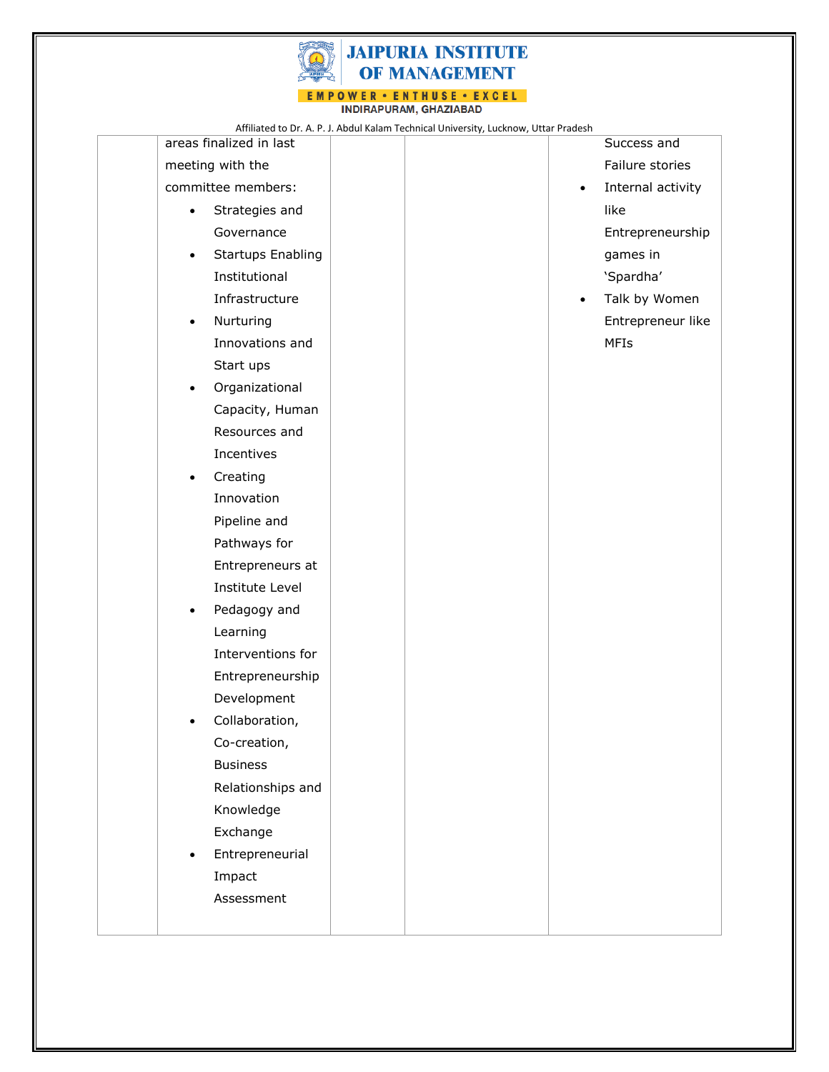| | areas finalized in last meeting with the committee members:<br>• Strategies and Governance<br>• Startups Enabling Institutional Infrastructure<br>• Nurturing Innovations and Start ups<br>• Organizational Capacity, Human Resources and Incentives<br>• Creating Innovation Pipeline and Pathways for Entrepreneurs at Institute Level<br>• Pedagogy and Learning Interventions for Entrepreneurship Development<br>• Collaboration, Co-creation, Business Relationships and Knowledge Exchange<br>• Entrepreneurial Impact Assessment | | | Success and Failure stories<br>• Internal activity like Entrepreneurship games in 'Spardha'<br>• Talk by Women Entrepreneur like MFIs |
|---|---|---|---|---|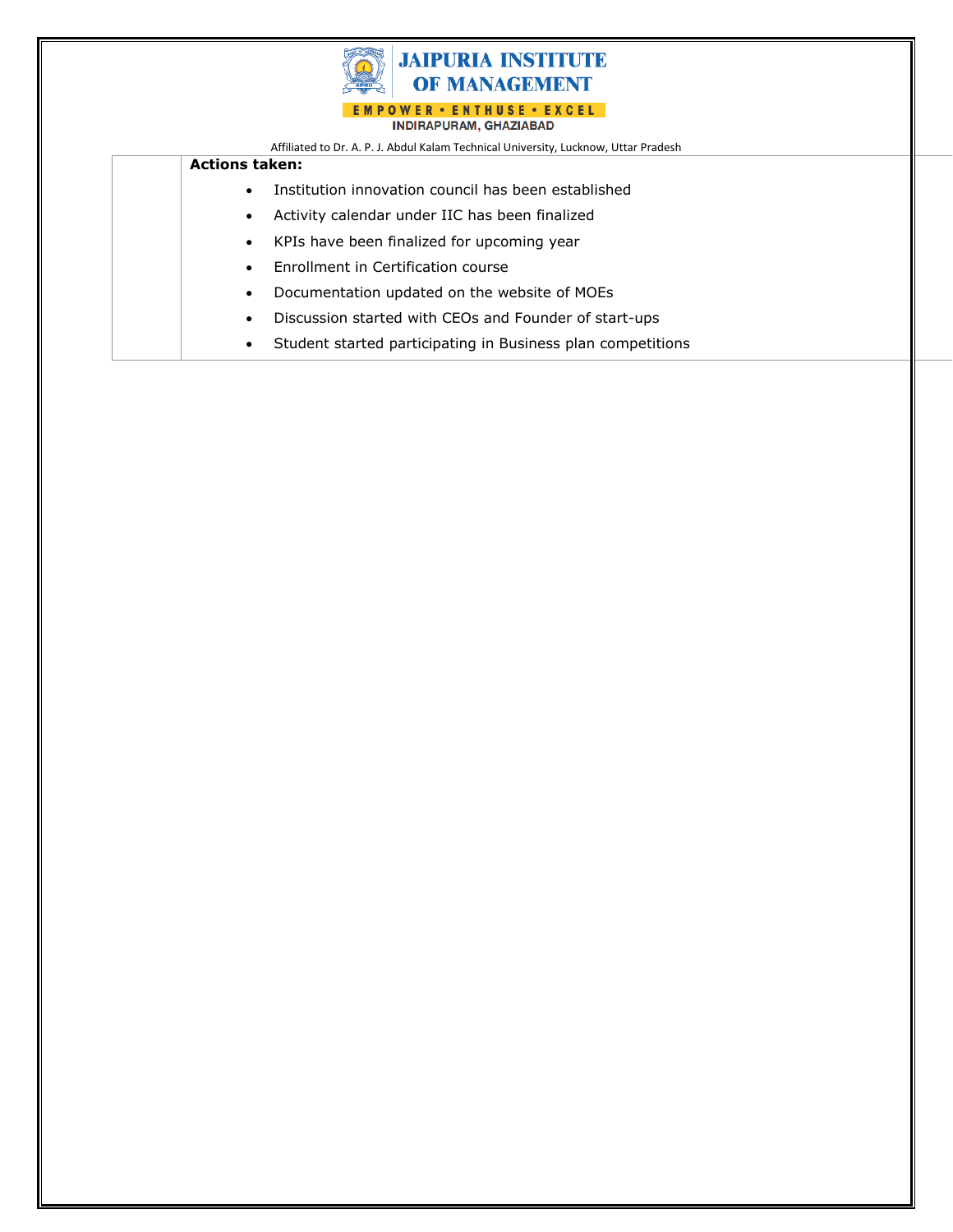**Actions taken:**

- Institution innovation council has been established
- Activity calendar under IIC has been finalized
- KPIs have been finalized for upcoming year
- Enrollment in Certification course
- Documentation updated on the website of MOEs
- Discussion started with CEOs and Founder of start-ups
- Student started participating in Business plan competitions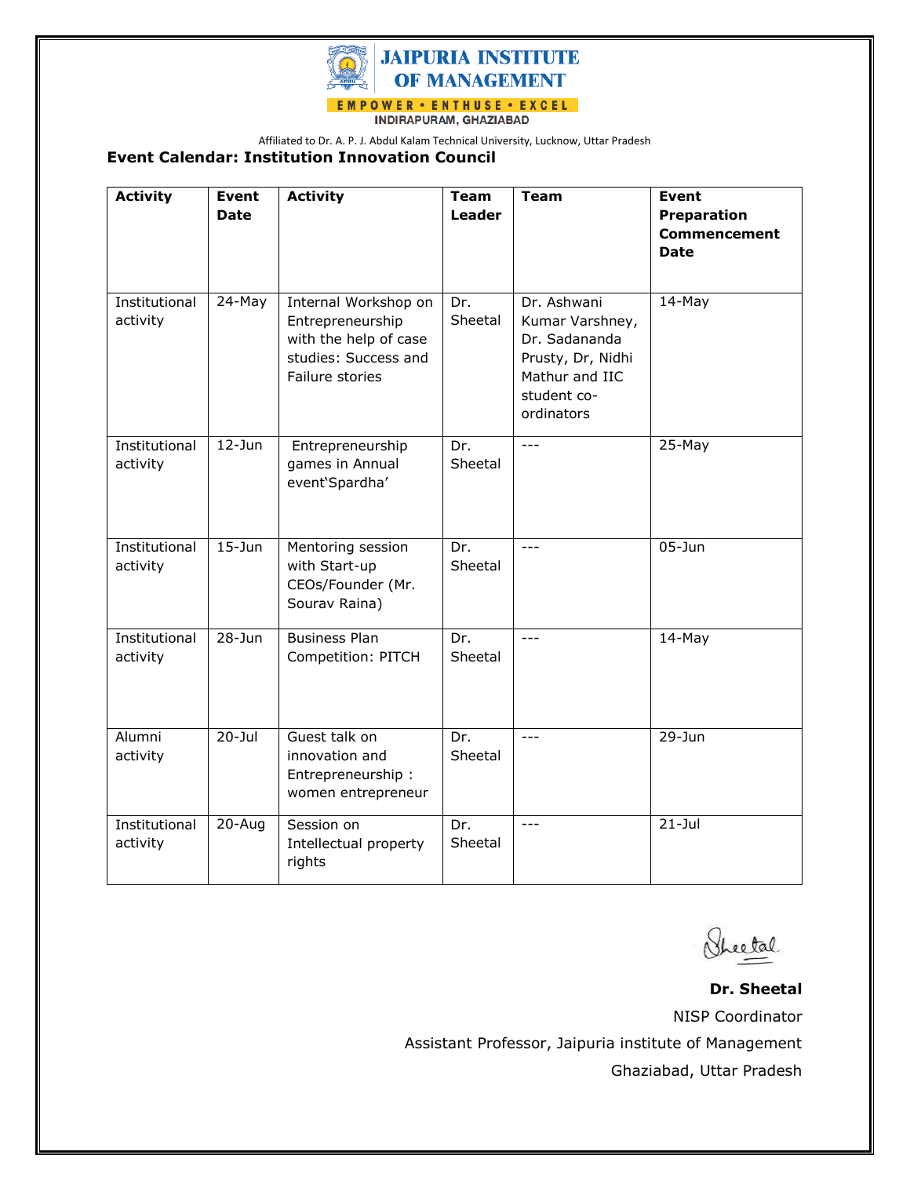**JAIPURIA INSTITUTE OF MANAGEMENT**

EMPOWER • ENTHUSE • EXCEL

INDIRAPURAM, GHAZIABAD

Affiliated to Dr. A. P. J. Abdul Kalam Technical University, Lucknow, Uttar Pradesh

**Event Calendar: Institution Innovation Council**

| Activity | Event Date | Activity | Team Leader | Team | Event Preparation Commencement Date |
|---|---|---|---|---|---|
| Institutional activity | 24-May | Internal Workshop on Entrepreneurship with the help of case studies: Success and Failure stories | Dr. Sheetal | Dr. Ashwani Kumar Varshney, Dr. Sadananda Prusty, Dr, Nidhi Mathur and IIC student co-ordinators | 14-May |
| Institutional activity | 12-Jun | Entrepreneurship games in Annual event'Spardha' | Dr. Sheetal | --- | 25-May |
| Institutional activity | 15-Jun | Mentoring session with Start-up CEOs/Founder (Mr. Sourav Raina) | Dr. Sheetal | --- | 05-Jun |
| Institutional activity | 28-Jun | Business Plan Competition: PITCH | Dr. Sheetal | --- | 14-May |
| Alumni activity | 20-Jul | Guest talk on innovation and Entrepreneurship : women entrepreneur | Dr. Sheetal | --- | 29-Jun |
| Institutional activity | 20-Aug | Session on Intellectual property rights | Dr. Sheetal | --- | 21-Jul |

Sheetal

**Dr. Sheetal**

NISP Coordinator

Assistant Professor, Jaipuria institute of Management

Ghaziabad, Uttar Pradesh